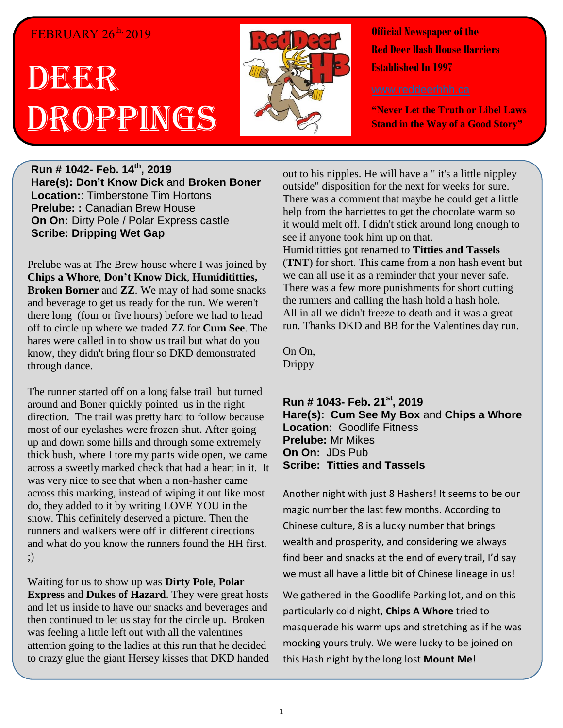FEBRUARY 26th, 2019

# DEER DROPPINGS

**Official Newspaper of the Red Deer Hash House Harriers**
**Established In 1997**

www.reddeerhhh.ca

**"Never Let the Truth or Libel Laws Stand in the Way of a Good Story"**

**Run # 1042- Feb. 14th, 2019**
**Hare(s): Don't Know Dick** and **Broken Boner**
**Location:**: Timberstone Tim Hortons
**Prelube: :** Canadian Brew House
**On On:** Dirty Pole / Polar Express castle
**Scribe: Dripping Wet Gap**

Prelube was at The Brew house where I was joined by **Chips a Whore**, **Don't Know Dick**, **Humidititties, Broken Borner** and **ZZ**. We may of had some snacks and beverage to get us ready for the run. We weren't there long (four or five hours) before we had to head off to circle up where we traded ZZ for **Cum See**. The hares were called in to show us trail but what do you know, they didn't bring flour so DKD demonstrated through dance.

The runner started off on a long false trail but turned around and Boner quickly pointed us in the right direction. The trail was pretty hard to follow because most of our eyelashes were frozen shut. After going up and down some hills and through some extremely thick bush, where I tore my pants wide open, we came across a sweetly marked check that had a heart in it. It was very nice to see that when a non-hasher came across this marking, instead of wiping it out like most do, they added to it by writing LOVE YOU in the snow. This definitely deserved a picture. Then the runners and walkers were off in different directions and what do you know the runners found the HH first. ;)

Waiting for us to show up was **Dirty Pole, Polar Express** and **Dukes of Hazard**. They were great hosts and let us inside to have our snacks and beverages and then continued to let us stay for the circle up. Broken was feeling a little left out with all the valentines attention going to the ladies at this run that he decided to crazy glue the giant Hersey kisses that DKD handed out to his nipples. He will have a " it's a little nippley outside" disposition for the next for weeks for sure. There was a comment that maybe he could get a little help from the harriettes to get the chocolate warm so it would melt off. I didn't stick around long enough to see if anyone took him up on that.

Humididtitties got renamed to **Titties and Tassels** (**TNT**) for short. This came from a non hash event but we can all use it as a reminder that your never safe. There was a few more punishments for short cutting the runners and calling the hash hold a hash hole. All in all we didn't freeze to death and it was a great run. Thanks DKD and BB for the Valentines day run.

On On,
Drippy

**Run # 1043- Feb. 21st, 2019**
**Hare(s): Cum See My Box** and **Chips a Whore**
**Location:** Goodlife Fitness
**Prelube:** Mr Mikes
**On On:** JDs Pub
**Scribe: Titties and Tassels**

Another night with just 8 Hashers! It seems to be our magic number the last few months. According to Chinese culture, 8 is a lucky number that brings wealth and prosperity, and considering we always find beer and snacks at the end of every trail, I'd say we must all have a little bit of Chinese lineage in us!

We gathered in the Goodlife Parking lot, and on this particularly cold night, **Chips A Whore** tried to masquerade his warm ups and stretching as if he was mocking yours truly. We were lucky to be joined on this Hash night by the long lost **Mount Me**!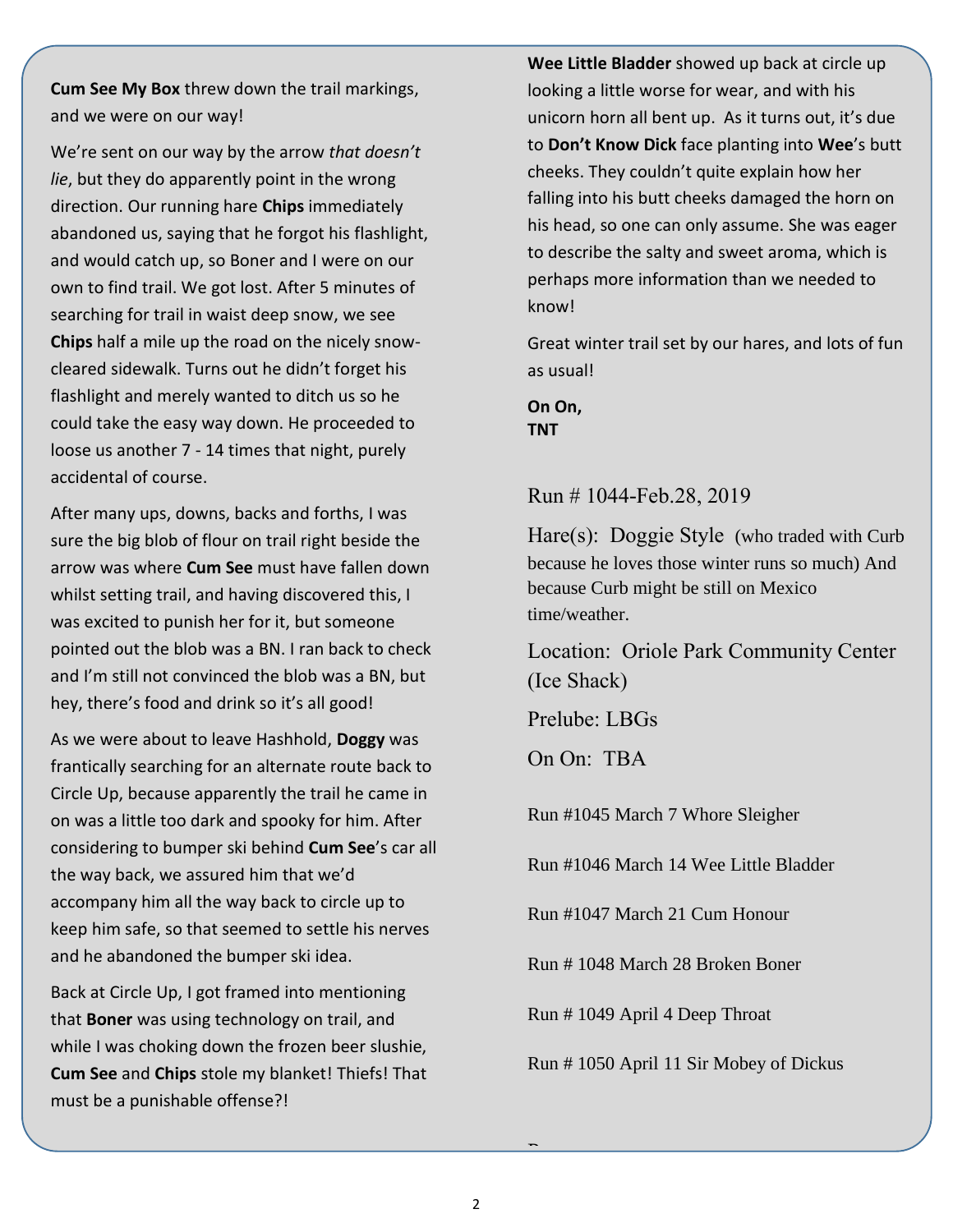**Cum See My Box** threw down the trail markings, and we were on our way!

We're sent on our way by the arrow *that doesn't lie*, but they do apparently point in the wrong direction. Our running hare **Chips** immediately abandoned us, saying that he forgot his flashlight, and would catch up, so Boner and I were on our own to find trail. We got lost. After 5 minutes of searching for trail in waist deep snow, we see **Chips** half a mile up the road on the nicely snow-cleared sidewalk. Turns out he didn't forget his flashlight and merely wanted to ditch us so he could take the easy way down. He proceeded to loose us another 7 - 14 times that night, purely accidental of course.

After many ups, downs, backs and forths, I was sure the big blob of flour on trail right beside the arrow was where **Cum See** must have fallen down whilst setting trail, and having discovered this, I was excited to punish her for it, but someone pointed out the blob was a BN. I ran back to check and I'm still not convinced the blob was a BN, but hey, there's food and drink so it's all good!

As we were about to leave Hashhold, **Doggy** was frantically searching for an alternate route back to Circle Up, because apparently the trail he came in on was a little too dark and spooky for him. After considering to bumper ski behind **Cum See**'s car all the way back, we assured him that we'd accompany him all the way back to circle up to keep him safe, so that seemed to settle his nerves and he abandoned the bumper ski idea.

Back at Circle Up, I got framed into mentioning that **Boner** was using technology on trail, and while I was choking down the frozen beer slushie, **Cum See** and **Chips** stole my blanket! Thiefs! That must be a punishable offense?!

**Wee Little Bladder** showed up back at circle up looking a little worse for wear, and with his unicorn horn all bent up. As it turns out, it's due to **Don't Know Dick** face planting into **Wee**'s butt cheeks. They couldn't quite explain how her falling into his butt cheeks damaged the horn on his head, so one can only assume. She was eager to describe the salty and sweet aroma, which is perhaps more information than we needed to know!

Great winter trail set by our hares, and lots of fun as usual!

**On On,**
**TNT**

Run # 1044-Feb.28, 2019

Hare(s): Doggie Style (who traded with Curb because he loves those winter runs so much) And because Curb might be still on Mexico time/weather.

Location: Oriole Park Community Center (Ice Shack)

Prelube: LBGs

On On: TBA

Run #1045 March 7 Whore Sleigher

Run #1046 March 14 Wee Little Bladder

Run #1047 March 21 Cum Honour

Run # 1048 March 28 Broken Boner

Run # 1049 April 4 Deep Throat

Run # 1050 April 11 Sir Mobey of Dickus